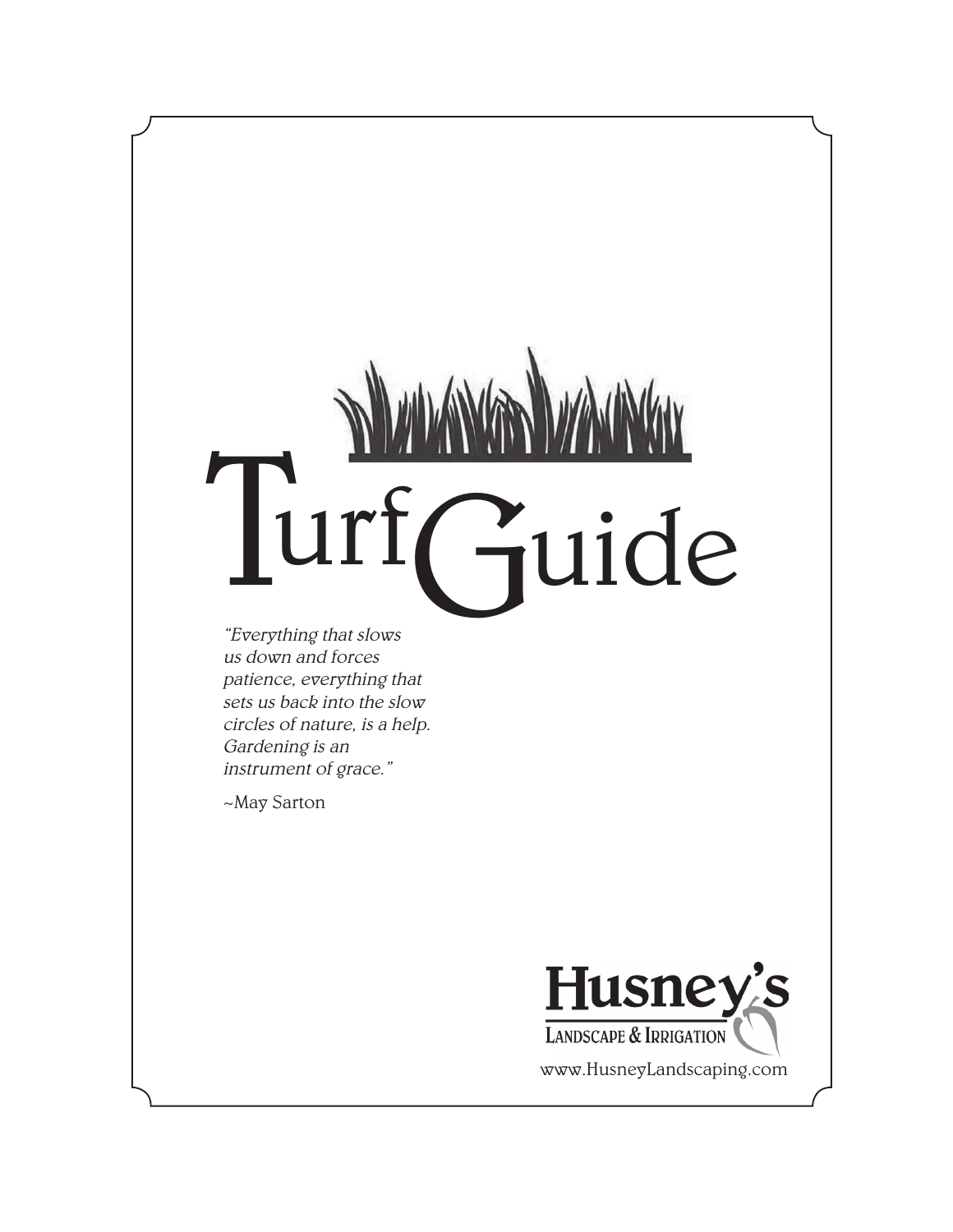# Turf Guide

*"Everything that slows us down and forces patience, everything that sets us back into the slow circles of nature, is a help. Gardening is an instrument of grace."*

~May Sarton

**Husney's**
LANDSCAPE & IRRIGATION

www.HusneyLandscaping.com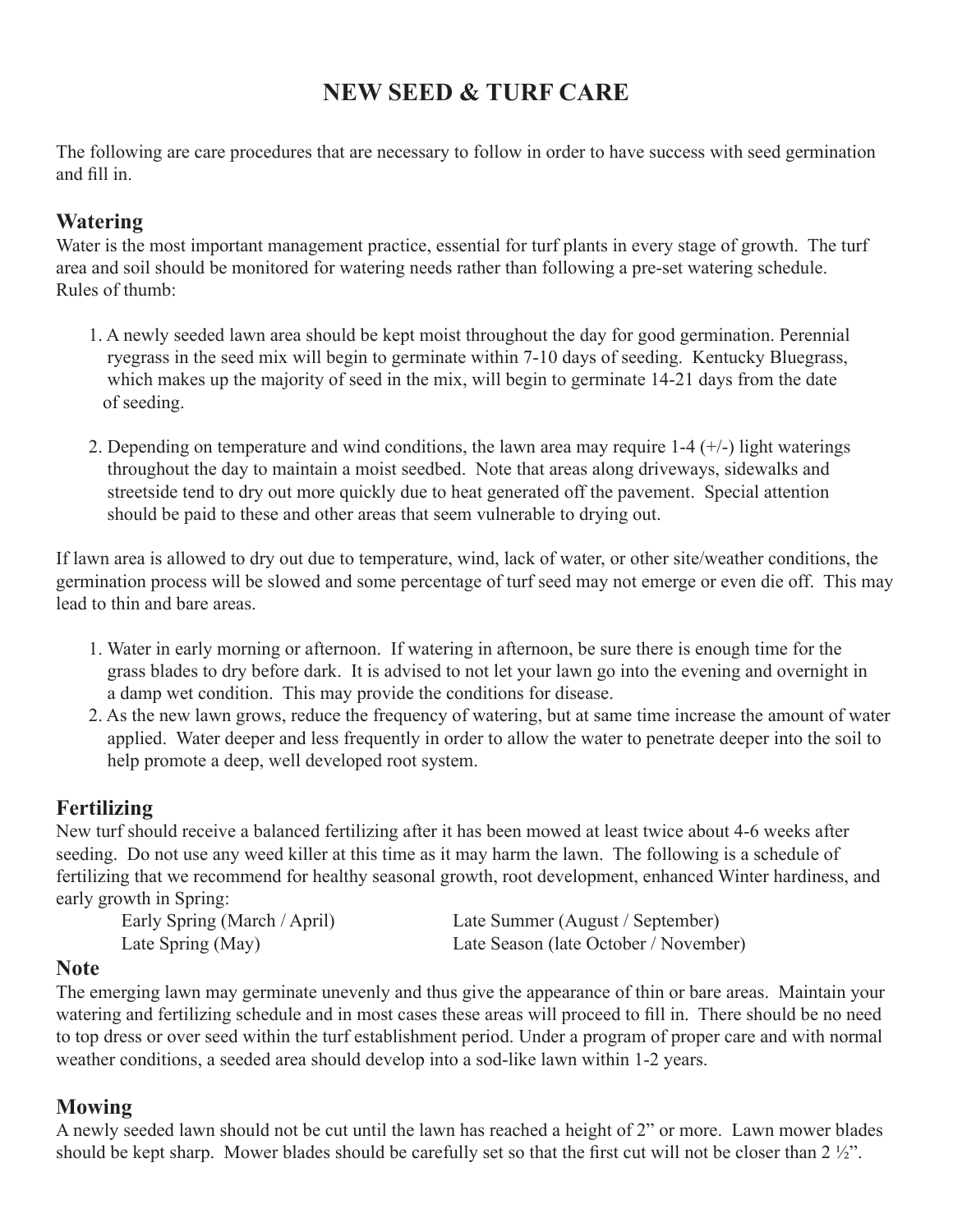# NEW SEED & TURF CARE

The following are care procedures that are necessary to follow in order to have success with seed germination and fill in.

## Watering

Water is the most important management practice, essential for turf plants in every stage of growth. The turf area and soil should be monitored for watering needs rather than following a pre-set watering schedule. Rules of thumb:

1. A newly seeded lawn area should be kept moist throughout the day for good germination. Perennial ryegrass in the seed mix will begin to germinate within 7-10 days of seeding. Kentucky Bluegrass, which makes up the majority of seed in the mix, will begin to germinate 14-21 days from the date of seeding.

2. Depending on temperature and wind conditions, the lawn area may require 1-4 (+/-) light waterings throughout the day to maintain a moist seedbed. Note that areas along driveways, sidewalks and streetside tend to dry out more quickly due to heat generated off the pavement. Special attention should be paid to these and other areas that seem vulnerable to drying out.

If lawn area is allowed to dry out due to temperature, wind, lack of water, or other site/weather conditions, the germination process will be slowed and some percentage of turf seed may not emerge or even die off. This may lead to thin and bare areas.

1. Water in early morning or afternoon. If watering in afternoon, be sure there is enough time for the grass blades to dry before dark. It is advised to not let your lawn go into the evening and overnight in a damp wet condition. This may provide the conditions for disease.
2. As the new lawn grows, reduce the frequency of watering, but at same time increase the amount of water applied. Water deeper and less frequently in order to allow the water to penetrate deeper into the soil to help promote a deep, well developed root system.

## Fertilizing

New turf should receive a balanced fertilizing after it has been mowed at least twice about 4-6 weeks after seeding. Do not use any weed killer at this time as it may harm the lawn. The following is a schedule of fertilizing that we recommend for healthy seasonal growth, root development, enhanced Winter hardiness, and early growth in Spring:

- Early Spring (March / April)
- Late Spring (May)
- Late Summer (August / September)
- Late Season (late October / November)

## Note

The emerging lawn may germinate unevenly and thus give the appearance of thin or bare areas. Maintain your watering and fertilizing schedule and in most cases these areas will proceed to fill in. There should be no need to top dress or over seed within the turf establishment period. Under a program of proper care and with normal weather conditions, a seeded area should develop into a sod-like lawn within 1-2 years.

## Mowing

A newly seeded lawn should not be cut until the lawn has reached a height of 2" or more. Lawn mower blades should be kept sharp. Mower blades should be carefully set so that the first cut will not be closer than 2 ½".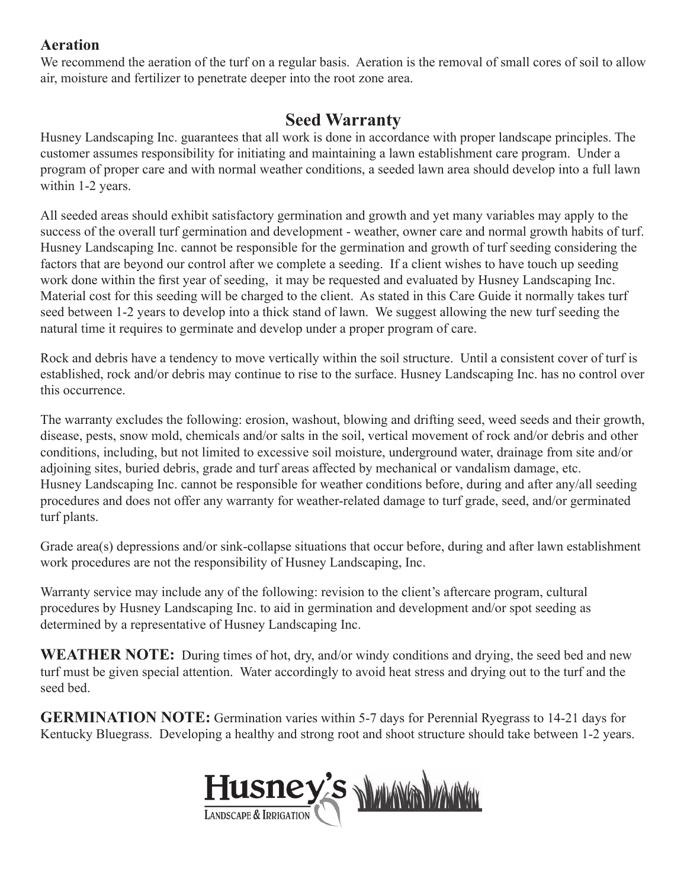## Aeration

We recommend the aeration of the turf on a regular basis. Aeration is the removal of small cores of soil to allow air, moisture and fertilizer to penetrate deeper into the root zone area.

# Seed Warranty

Husney Landscaping Inc. guarantees that all work is done in accordance with proper landscape principles. The customer assumes responsibility for initiating and maintaining a lawn establishment care program. Under a program of proper care and with normal weather conditions, a seeded lawn area should develop into a full lawn within 1-2 years.

All seeded areas should exhibit satisfactory germination and growth and yet many variables may apply to the success of the overall turf germination and development - weather, owner care and normal growth habits of turf. Husney Landscaping Inc. cannot be responsible for the germination and growth of turf seeding considering the factors that are beyond our control after we complete a seeding. If a client wishes to have touch up seeding work done within the first year of seeding, it may be requested and evaluated by Husney Landscaping Inc. Material cost for this seeding will be charged to the client. As stated in this Care Guide it normally takes turf seed between 1-2 years to develop into a thick stand of lawn. We suggest allowing the new turf seeding the natural time it requires to germinate and develop under a proper program of care.

Rock and debris have a tendency to move vertically within the soil structure. Until a consistent cover of turf is established, rock and/or debris may continue to rise to the surface. Husney Landscaping Inc. has no control over this occurrence.

The warranty excludes the following: erosion, washout, blowing and drifting seed, weed seeds and their growth, disease, pests, snow mold, chemicals and/or salts in the soil, vertical movement of rock and/or debris and other conditions, including, but not limited to excessive soil moisture, underground water, drainage from site and/or adjoining sites, buried debris, grade and turf areas affected by mechanical or vandalism damage, etc. Husney Landscaping Inc. cannot be responsible for weather conditions before, during and after any/all seeding procedures and does not offer any warranty for weather-related damage to turf grade, seed, and/or germinated turf plants.

Grade area(s) depressions and/or sink-collapse situations that occur before, during and after lawn establishment work procedures are not the responsibility of Husney Landscaping, Inc.

Warranty service may include any of the following: revision to the client's aftercare program, cultural procedures by Husney Landscaping Inc. to aid in germination and development and/or spot seeding as determined by a representative of Husney Landscaping Inc.

**WEATHER NOTE:** During times of hot, dry, and/or windy conditions and drying, the seed bed and new turf must be given special attention. Water accordingly to avoid heat stress and drying out to the turf and the seed bed.

**GERMINATION NOTE:** Germination varies within 5-7 days for Perennial Ryegrass to 14-21 days for Kentucky Bluegrass. Developing a healthy and strong root and shoot structure should take between 1-2 years.

Husney's
Landscape & Irrigation